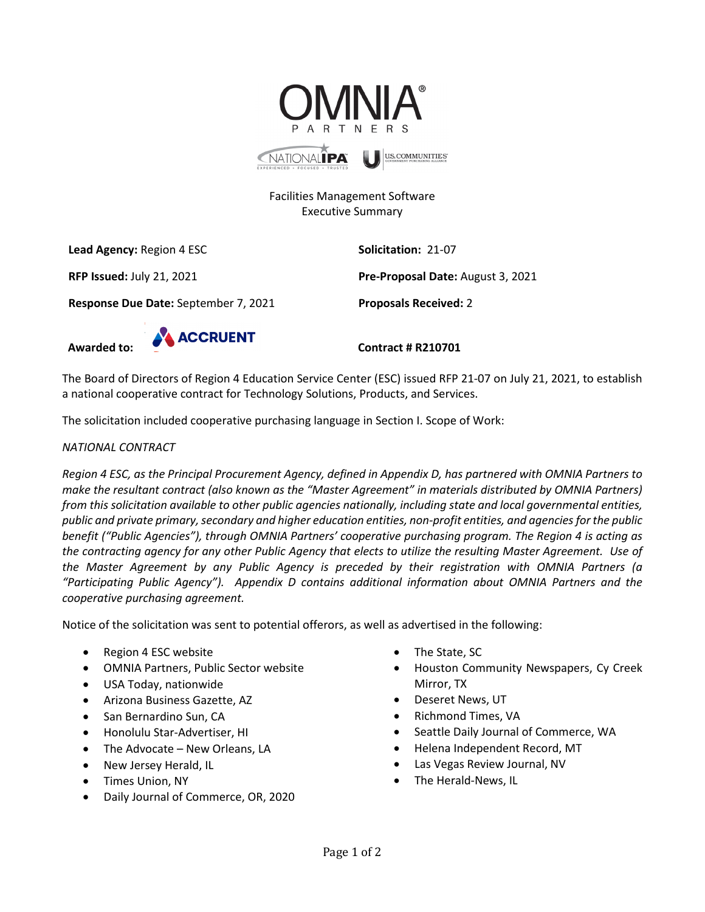Facilities Management Software
Executive Summary

**Lead Agency:** Region 4 ESC

**Solicitation:** 21-07

**RFP Issued:** July 21, 2021

**Pre-Proposal Date:** August 3, 2021

**Response Due Date:** September 7, 2021

**Proposals Received:** 2

**Awarded to:** ACCRUENT

**Contract # R210701**

The Board of Directors of Region 4 Education Service Center (ESC) issued RFP 21-07 on July 21, 2021, to establish a national cooperative contract for Technology Solutions, Products, and Services.

The solicitation included cooperative purchasing language in Section I. Scope of Work:

*NATIONAL CONTRACT*

*Region 4 ESC, as the Principal Procurement Agency, defined in Appendix D, has partnered with OMNIA Partners to make the resultant contract (also known as the "Master Agreement" in materials distributed by OMNIA Partners) from this solicitation available to other public agencies nationally, including state and local governmental entities, public and private primary, secondary and higher education entities, non-profit entities, and agencies for the public benefit ("Public Agencies"), through OMNIA Partners' cooperative purchasing program. The Region 4 is acting as the contracting agency for any other Public Agency that elects to utilize the resulting Master Agreement. Use of the Master Agreement by any Public Agency is preceded by their registration with OMNIA Partners (a "Participating Public Agency"). Appendix D contains additional information about OMNIA Partners and the cooperative purchasing agreement.*

Notice of the solicitation was sent to potential offerors, as well as advertised in the following:

- Region 4 ESC website
- OMNIA Partners, Public Sector website
- USA Today, nationwide
- Arizona Business Gazette, AZ
- San Bernardino Sun, CA
- Honolulu Star-Advertiser, HI
- The Advocate – New Orleans, LA
- New Jersey Herald, IL
- Times Union, NY
- Daily Journal of Commerce, OR, 2020
- The State, SC
- Houston Community Newspapers, Cy Creek Mirror, TX
- Deseret News, UT
- Richmond Times, VA
- Seattle Daily Journal of Commerce, WA
- Helena Independent Record, MT
- Las Vegas Review Journal, NV
- The Herald-News, IL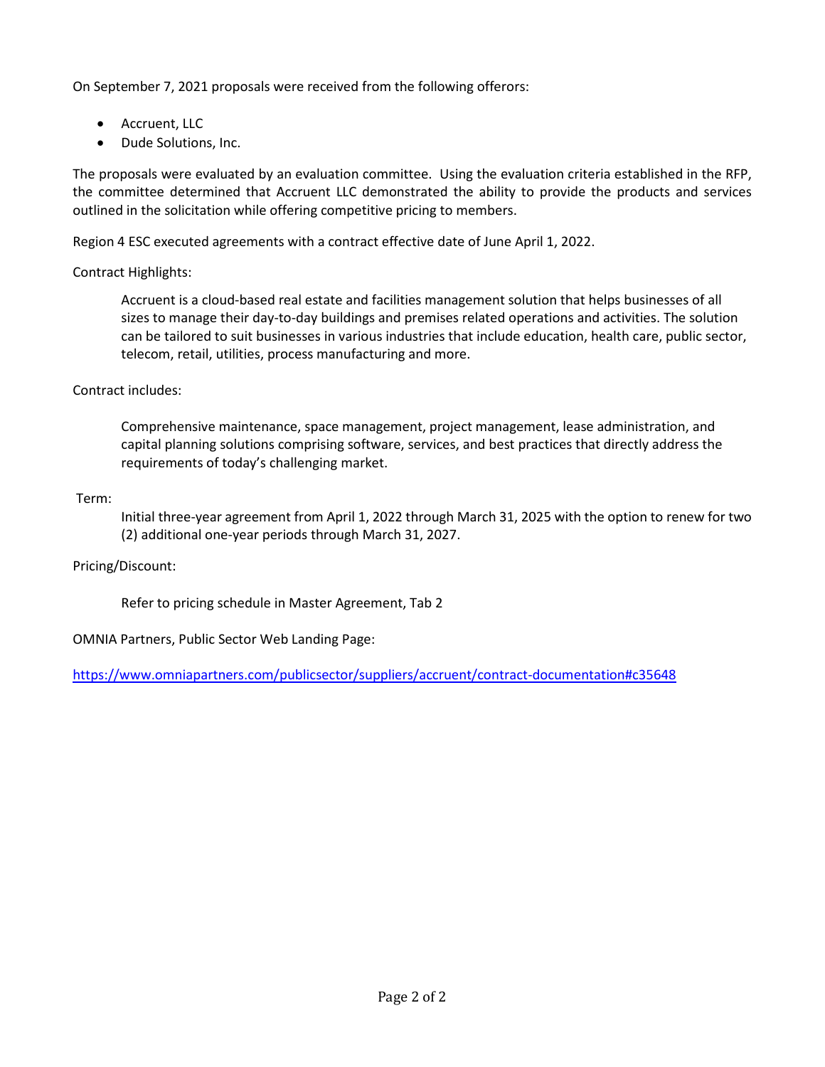On September 7, 2021 proposals were received from the following offerors:

- Accruent, LLC
- Dude Solutions, Inc.

The proposals were evaluated by an evaluation committee. Using the evaluation criteria established in the RFP, the committee determined that Accruent LLC demonstrated the ability to provide the products and services outlined in the solicitation while offering competitive pricing to members.

Region 4 ESC executed agreements with a contract effective date of June April 1, 2022.

Contract Highlights:

> Accruent is a cloud-based real estate and facilities management solution that helps businesses of all sizes to manage their day-to-day buildings and premises related operations and activities. The solution can be tailored to suit businesses in various industries that include education, health care, public sector, telecom, retail, utilities, process manufacturing and more.

Contract includes:

> Comprehensive maintenance, space management, project management, lease administration, and capital planning solutions comprising software, services, and best practices that directly address the requirements of today's challenging market.

Term:

> Initial three-year agreement from April 1, 2022 through March 31, 2025 with the option to renew for two (2) additional one-year periods through March 31, 2027.

Pricing/Discount:

> Refer to pricing schedule in Master Agreement, Tab 2

OMNIA Partners, Public Sector Web Landing Page:

https://www.omniapartners.com/publicsector/suppliers/accruent/contract-documentation#c35648